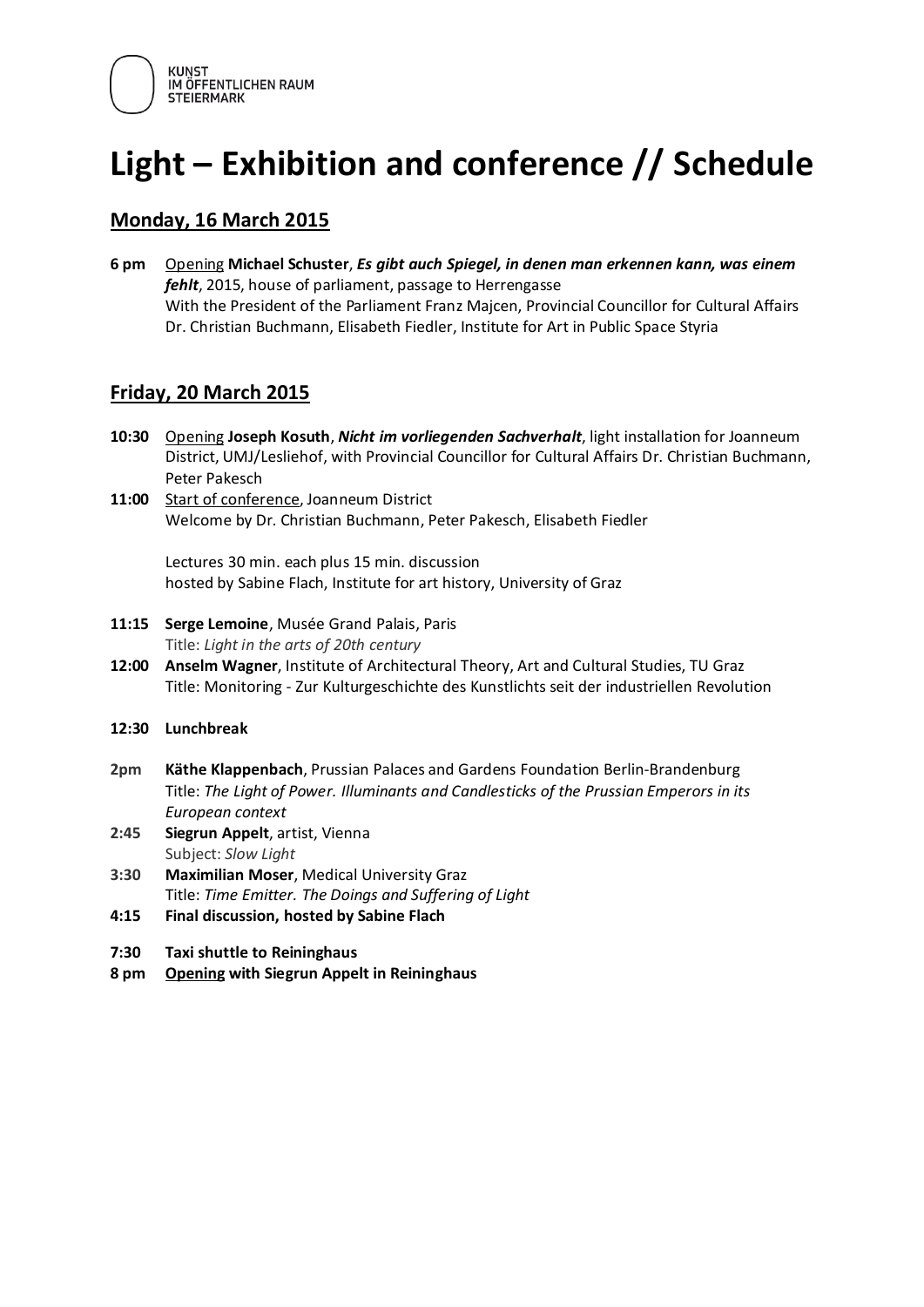KUNST
IM ÖFFENTLICHEN RAUM
STEIERMARK

# Light – Exhibition and conference // Schedule

## Monday, 16 March 2015

**6 pm** Opening **Michael Schuster**, ***Es gibt auch Spiegel, in denen man erkennen kann, was einem fehlt***, 2015, house of parliament, passage to Herrengasse
With the President of the Parliament Franz Majcen, Provincial Councillor for Cultural Affairs Dr. Christian Buchmann, Elisabeth Fiedler, Institute for Art in Public Space Styria

## Friday, 20 March 2015

**10:30** Opening **Joseph Kosuth**, ***Nicht im vorliegenden Sachverhalt***, light installation for Joanneum District, UMJ/Lesliehof, with Provincial Councillor for Cultural Affairs Dr. Christian Buchmann, Peter Pakesch

**11:00** Start of conference, Joanneum District
Welcome by Dr. Christian Buchmann, Peter Pakesch, Elisabeth Fiedler

Lectures 30 min. each plus 15 min. discussion
hosted by Sabine Flach, Institute for art history, University of Graz

**11:15** **Serge Lemoine**, Musée Grand Palais, Paris
Title: *Light in the arts of 20th century*

**12:00** **Anselm Wagner**, Institute of Architectural Theory, Art and Cultural Studies, TU Graz
Title: Monitoring - Zur Kulturgeschichte des Kunstlichts seit der industriellen Revolution

**12:30** **Lunchbreak**

**2pm** **Käthe Klappenbach**, Prussian Palaces and Gardens Foundation Berlin-Brandenburg
Title: *The Light of Power. Illuminants and Candlesticks of the Prussian Emperors in its European context*

**2:45** **Siegrun Appelt**, artist, Vienna
Subject: *Slow Light*

**3:30** **Maximilian Moser**, Medical University Graz
Title: *Time Emitter. The Doings and Suffering of Light*

**4:15** **Final discussion, hosted by Sabine Flach**

**7:30** **Taxi shuttle to Reininghaus**

**8 pm** **Opening with Siegrun Appelt in Reininghaus**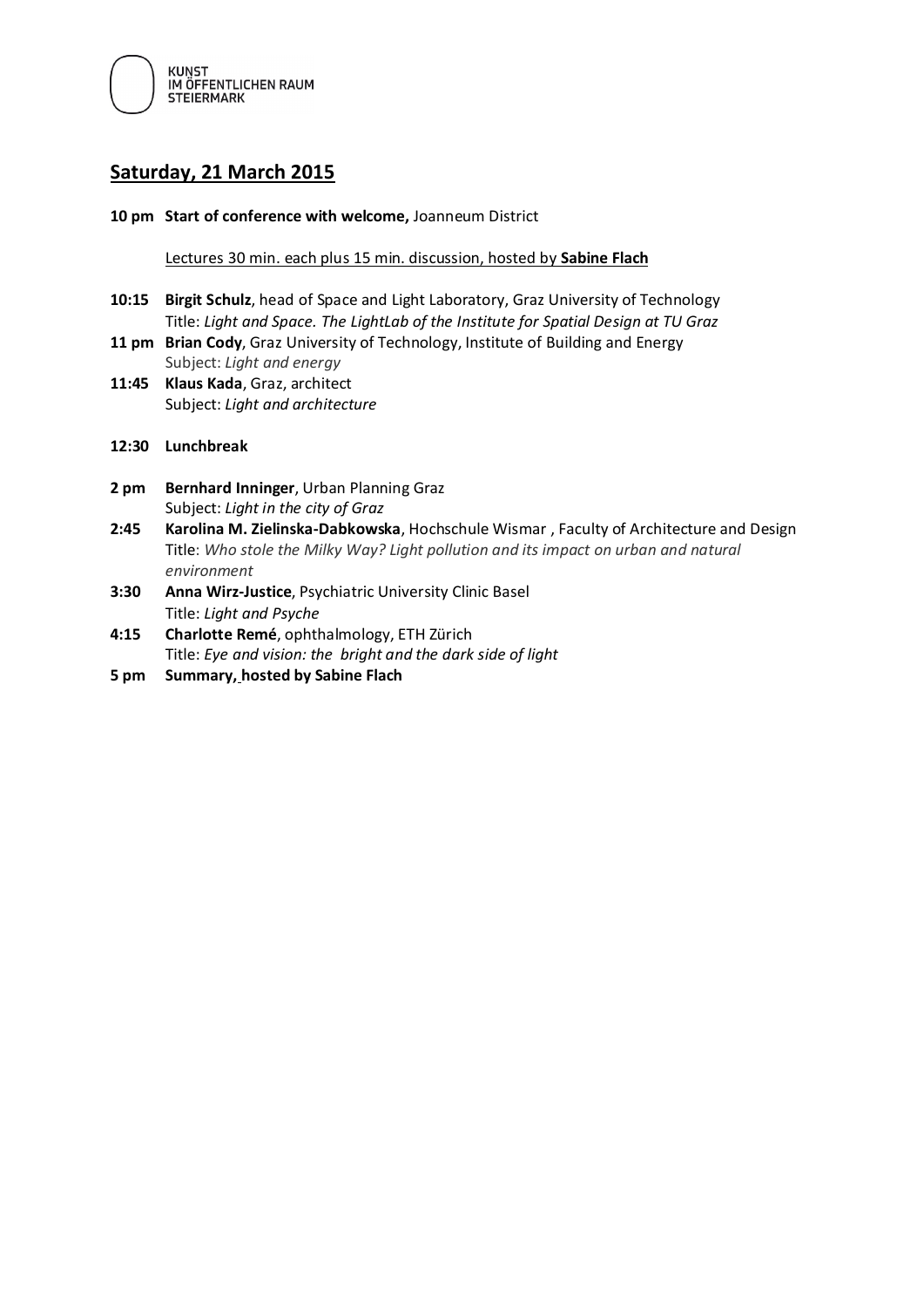KUNST IM ÖFFENTLICHEN RAUM STEIERMARK

## Saturday, 21 March 2015

**10 pm Start of conference with welcome,** Joanneum District

Lectures 30 min. each plus 15 min. discussion, hosted by **Sabine Flach**

**10:15** **Birgit Schulz**, head of Space and Light Laboratory, Graz University of Technology
Title: *Light and Space. The LightLab of the Institute for Spatial Design at TU Graz*

**11 pm** **Brian Cody**, Graz University of Technology, Institute of Building and Energy
Subject: *Light and energy*

**11:45** **Klaus Kada**, Graz, architect
Subject: *Light and architecture*

**12:30 Lunchbreak**

**2 pm** **Bernhard Inninger**, Urban Planning Graz
Subject: *Light in the city of Graz*

**2:45** **Karolina M. Zielinska-Dabkowska**, Hochschule Wismar , Faculty of Architecture and Design
Title: *Who stole the Milky Way? Light pollution and its impact on urban and natural environment*

**3:30** **Anna Wirz-Justice**, Psychiatric University Clinic Basel
Title: *Light and Psyche*

**4:15** **Charlotte Remé**, ophthalmology, ETH Zürich
Title: *Eye and vision: the bright and the dark side of light*

**5 pm Summary, hosted by Sabine Flach**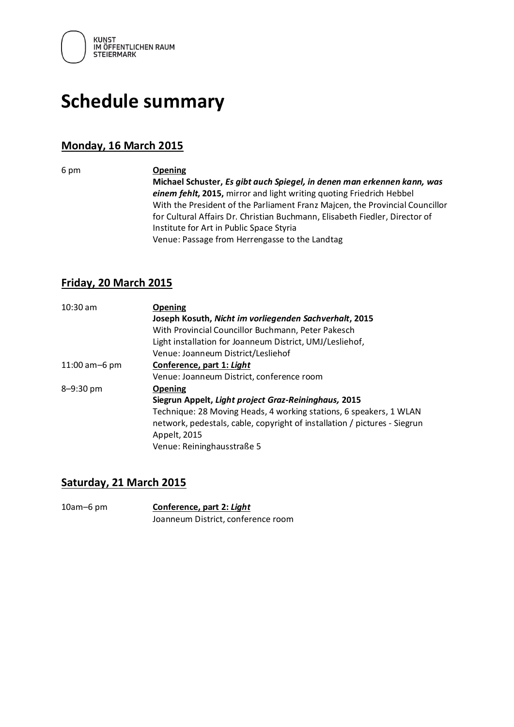KUNST
IM ÖFFENTLICHEN RAUM
STEIERMARK

# Schedule summary

## Monday, 16 March 2015

6 pm

**Opening**
**Michael Schuster, *Es gibt auch Spiegel, in denen man erkennen kann, was einem fehlt*, 2015,** mirror and light writing quoting Friedrich Hebbel
With the President of the Parliament Franz Majcen, the Provincial Councillor for Cultural Affairs Dr. Christian Buchmann, Elisabeth Fiedler, Director of Institute for Art in Public Space Styria
Venue: Passage from Herrengasse to the Landtag

## Friday, 20 March 2015

10:30 am

**Opening**
**Joseph Kosuth, *Nicht im vorliegenden Sachverhalt*, 2015**
With Provincial Councillor Buchmann, Peter Pakesch
Light installation for Joanneum District, UMJ/Lesliehof,
Venue: Joanneum District/Lesliehof

11:00 am–6 pm

**Conference, part 1: *Light***
Venue: Joanneum District, conference room

8–9:30 pm

**Opening**
**Siegrun Appelt, *Light project Graz-Reininghaus,* 2015**
Technique: 28 Moving Heads, 4 working stations, 6 speakers, 1 WLAN network, pedestals, cable, copyright of installation / pictures - Siegrun Appelt, 2015
Venue: Reininghausstraße 5

## Saturday, 21 March 2015

10am–6 pm

**Conference, part 2: *Light***
Joanneum District, conference room